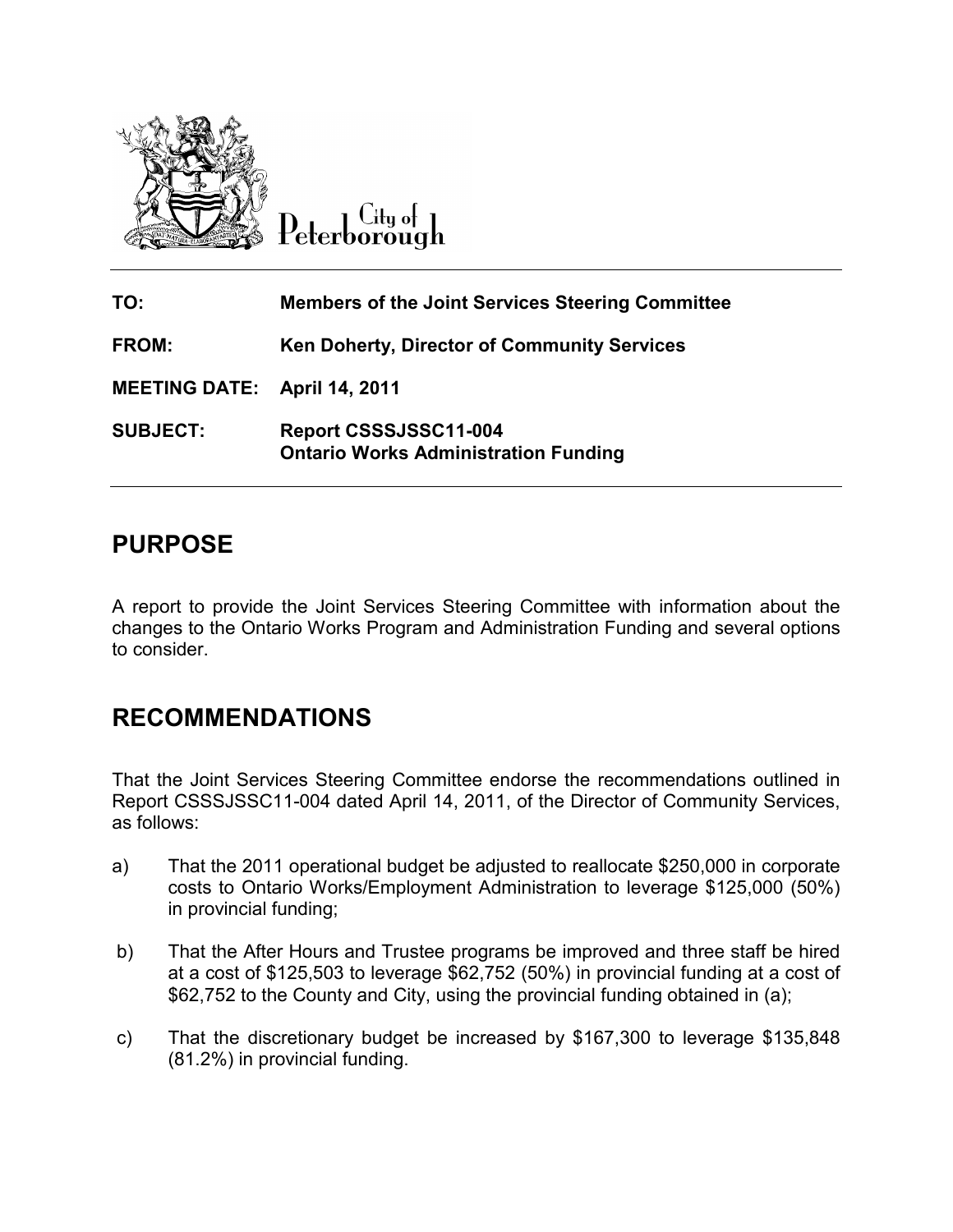City of Peterborough

| | |
|---|---|
| **TO:** | **Members of the Joint Services Steering Committee** |
| **FROM:** | **Ken Doherty, Director of Community Services** |
| **MEETING DATE:** | **April 14, 2011** |
| **SUBJECT:** | **Report CSSSJSSC11-004**<br>**Ontario Works Administration Funding** |

# PURPOSE

A report to provide the Joint Services Steering Committee with information about the changes to the Ontario Works Program and Administration Funding and several options to consider.

# RECOMMENDATIONS

That the Joint Services Steering Committee endorse the recommendations outlined in Report CSSSJSSC11-004 dated April 14, 2011, of the Director of Community Services, as follows:

a) That the 2011 operational budget be adjusted to reallocate $250,000 in corporate costs to Ontario Works/Employment Administration to leverage $125,000 (50%) in provincial funding;

b) That the After Hours and Trustee programs be improved and three staff be hired at a cost of $125,503 to leverage $62,752 (50%) in provincial funding at a cost of $62,752 to the County and City, using the provincial funding obtained in (a);

c) That the discretionary budget be increased by $167,300 to leverage $135,848 (81.2%) in provincial funding.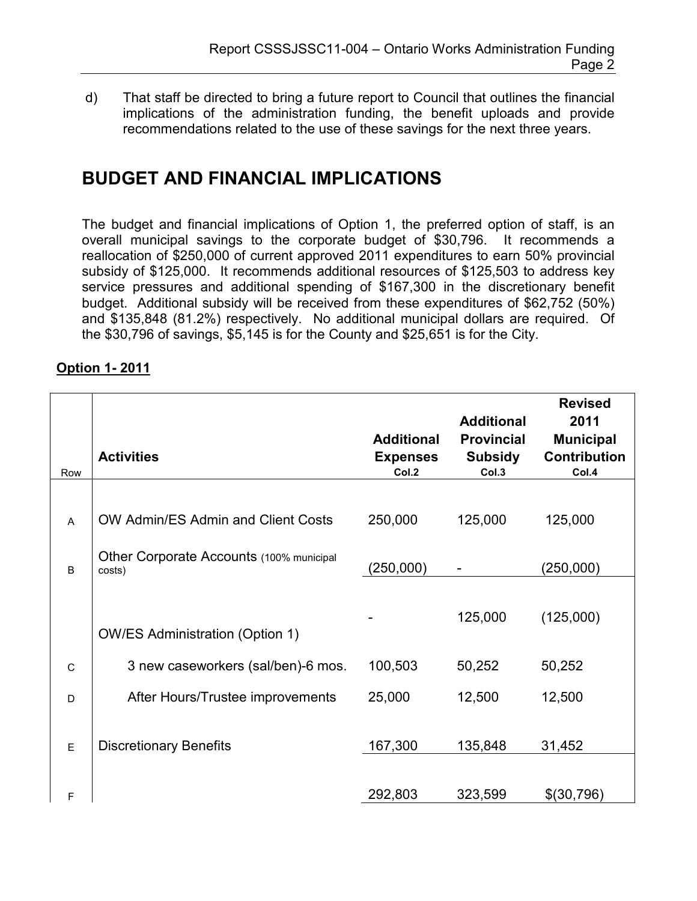d) That staff be directed to bring a future report to Council that outlines the financial implications of the administration funding, the benefit uploads and provide recommendations related to the use of these savings for the next three years.

# BUDGET AND FINANCIAL IMPLICATIONS

The budget and financial implications of Option 1, the preferred option of staff, is an overall municipal savings to the corporate budget of $30,796. It recommends a reallocation of $250,000 of current approved 2011 expenditures to earn 50% provincial subsidy of $125,000. It recommends additional resources of $125,503 to address key service pressures and additional spending of $167,300 in the discretionary benefit budget. Additional subsidy will be received from these expenditures of $62,752 (50%) and $135,848 (81.2%) respectively. No additional municipal dollars are required. Of the $30,796 of savings, $5,145 is for the County and $25,651 is for the City.

**Option 1- 2011**

| Row | Activities | Additional Expenses Col.2 | Additional Provincial Subsidy Col.3 | Revised 2011 Municipal Contribution Col.4 |
|---|---|---|---|---|
| A | OW Admin/ES Admin and Client Costs | 250,000 | 125,000 | 125,000 |
| B | Other Corporate Accounts (100% municipal costs) | (250,000) | - | (250,000) |
| | | - | 125,000 | (125,000) |
| | OW/ES Administration (Option 1) | | | |
| C | 3 new caseworkers (sal/ben)-6 mos. | 100,503 | 50,252 | 50,252 |
| D | After Hours/Trustee improvements | 25,000 | 12,500 | 12,500 |
| E | Discretionary Benefits | 167,300 | 135,848 | 31,452 |
| F | | 292,803 | 323,599 | $(30,796) |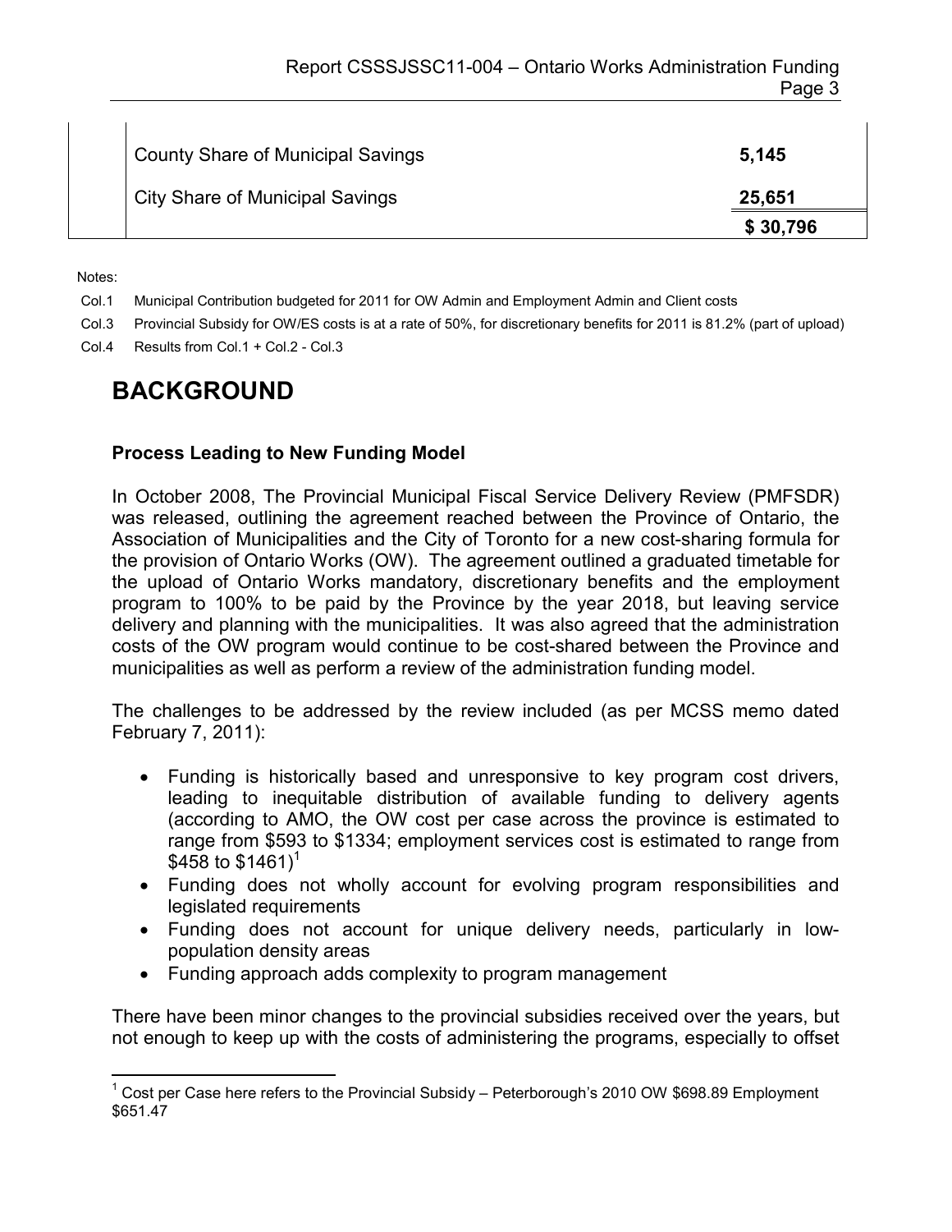| | | |
|---|---|---|
| | County Share of Municipal Savings | **5,145** |
| | City Share of Municipal Savings | **25,651** |
| | | **$ 30,796** |

Notes:

Col.1 Municipal Contribution budgeted for 2011 for OW Admin and Employment Admin and Client costs

Col.3 Provincial Subsidy for OW/ES costs is at a rate of 50%, for discretionary benefits for 2011 is 81.2% (part of upload)

Col.4 Results from Col.1 + Col.2 - Col.3

# BACKGROUND

**Process Leading to New Funding Model**

In October 2008, The Provincial Municipal Fiscal Service Delivery Review (PMFSDR) was released, outlining the agreement reached between the Province of Ontario, the Association of Municipalities and the City of Toronto for a new cost-sharing formula for the provision of Ontario Works (OW). The agreement outlined a graduated timetable for the upload of Ontario Works mandatory, discretionary benefits and the employment program to 100% to be paid by the Province by the year 2018, but leaving service delivery and planning with the municipalities. It was also agreed that the administration costs of the OW program would continue to be cost-shared between the Province and municipalities as well as perform a review of the administration funding model.

The challenges to be addressed by the review included (as per MCSS memo dated February 7, 2011):

- Funding is historically based and unresponsive to key program cost drivers, leading to inequitable distribution of available funding to delivery agents (according to AMO, the OW cost per case across the province is estimated to range from $593 to $1334; employment services cost is estimated to range from $458 to $1461)[1]
- Funding does not wholly account for evolving program responsibilities and legislated requirements
- Funding does not account for unique delivery needs, particularly in low-population density areas
- Funding approach adds complexity to program management

There have been minor changes to the provincial subsidies received over the years, but not enough to keep up with the costs of administering the programs, especially to offset

[1] Cost per Case here refers to the Provincial Subsidy – Peterborough's 2010 OW $698.89 Employment $651.47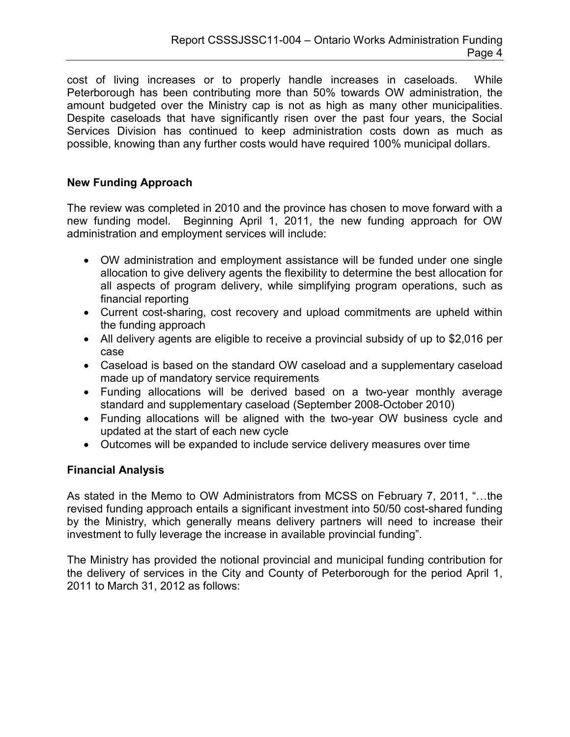cost of living increases or to properly handle increases in caseloads. While Peterborough has been contributing more than 50% towards OW administration, the amount budgeted over the Ministry cap is not as high as many other municipalities. Despite caseloads that have significantly risen over the past four years, the Social Services Division has continued to keep administration costs down as much as possible, knowing than any further costs would have required 100% municipal dollars.

**New Funding Approach**

The review was completed in 2010 and the province has chosen to move forward with a new funding model. Beginning April 1, 2011, the new funding approach for OW administration and employment services will include:

- OW administration and employment assistance will be funded under one single allocation to give delivery agents the flexibility to determine the best allocation for all aspects of program delivery, while simplifying program operations, such as financial reporting
- Current cost-sharing, cost recovery and upload commitments are upheld within the funding approach
- All delivery agents are eligible to receive a provincial subsidy of up to $2,016 per case
- Caseload is based on the standard OW caseload and a supplementary caseload made up of mandatory service requirements
- Funding allocations will be derived based on a two-year monthly average standard and supplementary caseload (September 2008-October 2010)
- Funding allocations will be aligned with the two-year OW business cycle and updated at the start of each new cycle
- Outcomes will be expanded to include service delivery measures over time

**Financial Analysis**

As stated in the Memo to OW Administrators from MCSS on February 7, 2011, "…the revised funding approach entails a significant investment into 50/50 cost-shared funding by the Ministry, which generally means delivery partners will need to increase their investment to fully leverage the increase in available provincial funding".

The Ministry has provided the notional provincial and municipal funding contribution for the delivery of services in the City and County of Peterborough for the period April 1, 2011 to March 31, 2012 as follows: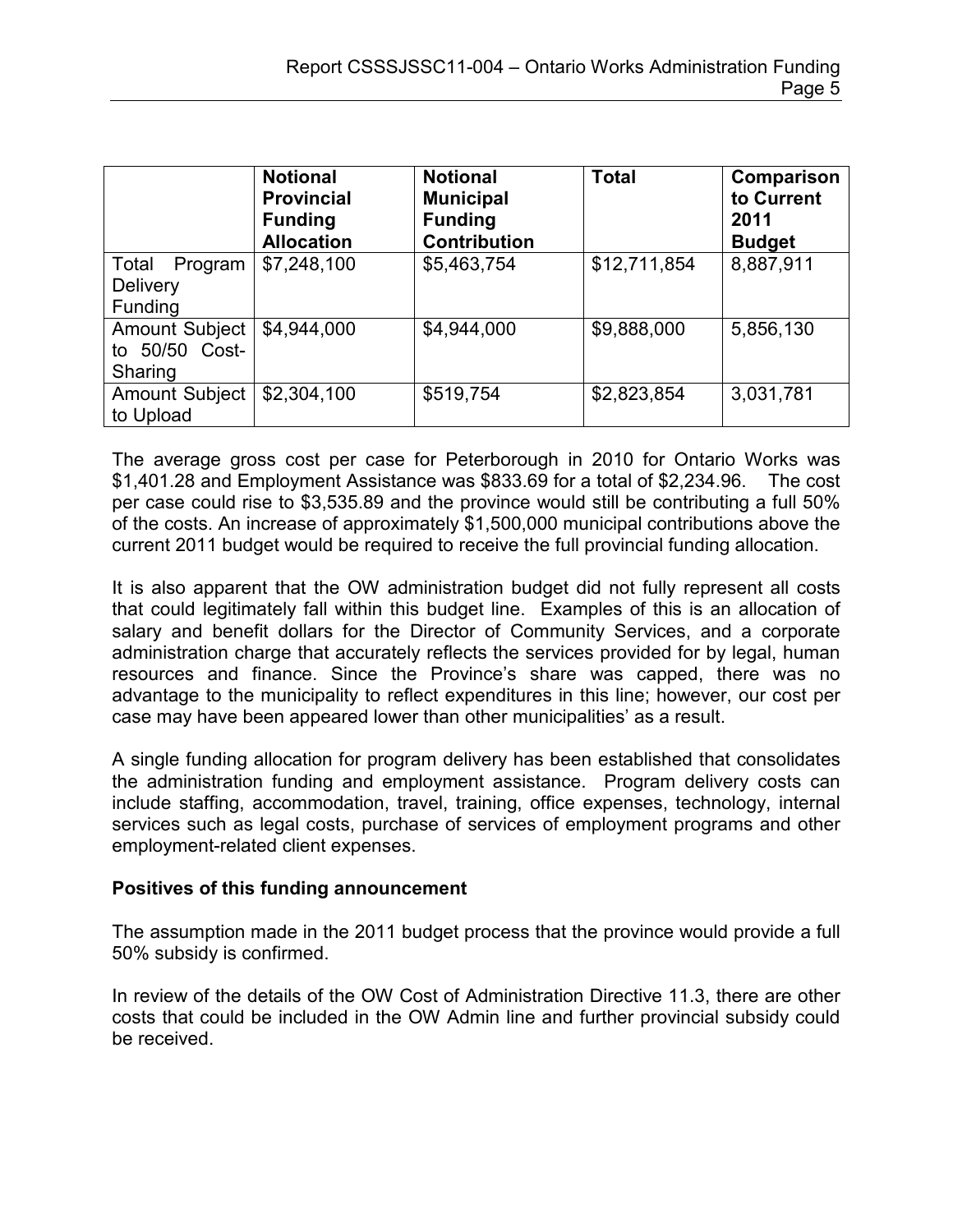| | Notional Provincial Funding Allocation | Notional Municipal Funding Contribution | Total | Comparison to Current 2011 Budget |
|---|---|---|---|---|
| Total Program Delivery Funding | $7,248,100 | $5,463,754 | $12,711,854 | 8,887,911 |
| Amount Subject to 50/50 Cost-Sharing | $4,944,000 | $4,944,000 | $9,888,000 | 5,856,130 |
| Amount Subject to Upload | $2,304,100 | $519,754 | $2,823,854 | 3,031,781 |

The average gross cost per case for Peterborough in 2010 for Ontario Works was $1,401.28 and Employment Assistance was $833.69 for a total of $2,234.96. The cost per case could rise to $3,535.89 and the province would still be contributing a full 50% of the costs. An increase of approximately $1,500,000 municipal contributions above the current 2011 budget would be required to receive the full provincial funding allocation.

It is also apparent that the OW administration budget did not fully represent all costs that could legitimately fall within this budget line. Examples of this is an allocation of salary and benefit dollars for the Director of Community Services, and a corporate administration charge that accurately reflects the services provided for by legal, human resources and finance. Since the Province's share was capped, there was no advantage to the municipality to reflect expenditures in this line; however, our cost per case may have been appeared lower than other municipalities' as a result.

A single funding allocation for program delivery has been established that consolidates the administration funding and employment assistance. Program delivery costs can include staffing, accommodation, travel, training, office expenses, technology, internal services such as legal costs, purchase of services of employment programs and other employment-related client expenses.

**Positives of this funding announcement**

The assumption made in the 2011 budget process that the province would provide a full 50% subsidy is confirmed.

In review of the details of the OW Cost of Administration Directive 11.3, there are other costs that could be included in the OW Admin line and further provincial subsidy could be received.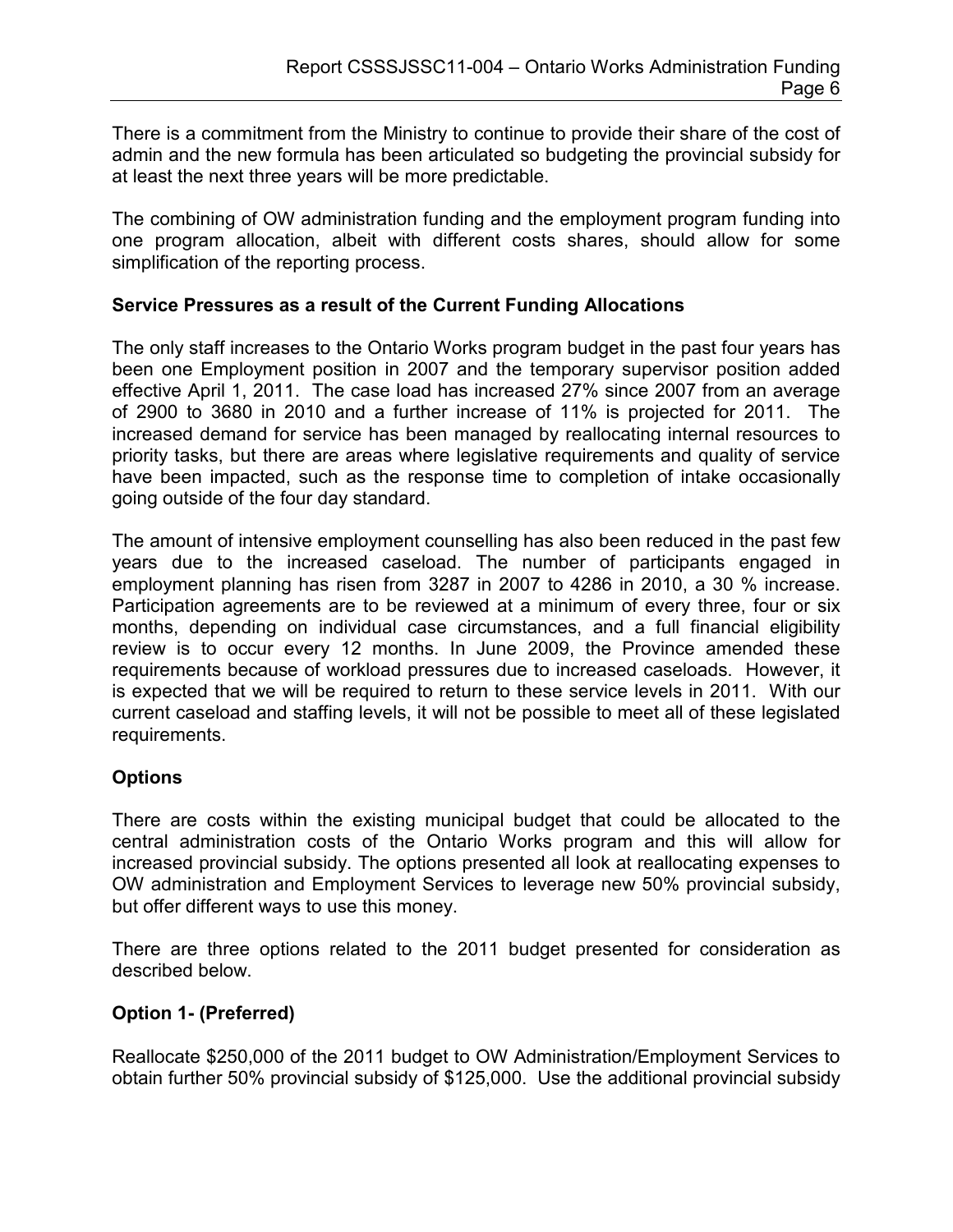There is a commitment from the Ministry to continue to provide their share of the cost of admin and the new formula has been articulated so budgeting the provincial subsidy for at least the next three years will be more predictable.

The combining of OW administration funding and the employment program funding into one program allocation, albeit with different costs shares, should allow for some simplification of the reporting process.

**Service Pressures as a result of the Current Funding Allocations**

The only staff increases to the Ontario Works program budget in the past four years has been one Employment position in 2007 and the temporary supervisor position added effective April 1, 2011. The case load has increased 27% since 2007 from an average of 2900 to 3680 in 2010 and a further increase of 11% is projected for 2011. The increased demand for service has been managed by reallocating internal resources to priority tasks, but there are areas where legislative requirements and quality of service have been impacted, such as the response time to completion of intake occasionally going outside of the four day standard.

The amount of intensive employment counselling has also been reduced in the past few years due to the increased caseload. The number of participants engaged in employment planning has risen from 3287 in 2007 to 4286 in 2010, a 30 % increase. Participation agreements are to be reviewed at a minimum of every three, four or six months, depending on individual case circumstances, and a full financial eligibility review is to occur every 12 months. In June 2009, the Province amended these requirements because of workload pressures due to increased caseloads. However, it is expected that we will be required to return to these service levels in 2011. With our current caseload and staffing levels, it will not be possible to meet all of these legislated requirements.

**Options**

There are costs within the existing municipal budget that could be allocated to the central administration costs of the Ontario Works program and this will allow for increased provincial subsidy. The options presented all look at reallocating expenses to OW administration and Employment Services to leverage new 50% provincial subsidy, but offer different ways to use this money.

There are three options related to the 2011 budget presented for consideration as described below.

**Option 1- (Preferred)**

Reallocate $250,000 of the 2011 budget to OW Administration/Employment Services to obtain further 50% provincial subsidy of $125,000. Use the additional provincial subsidy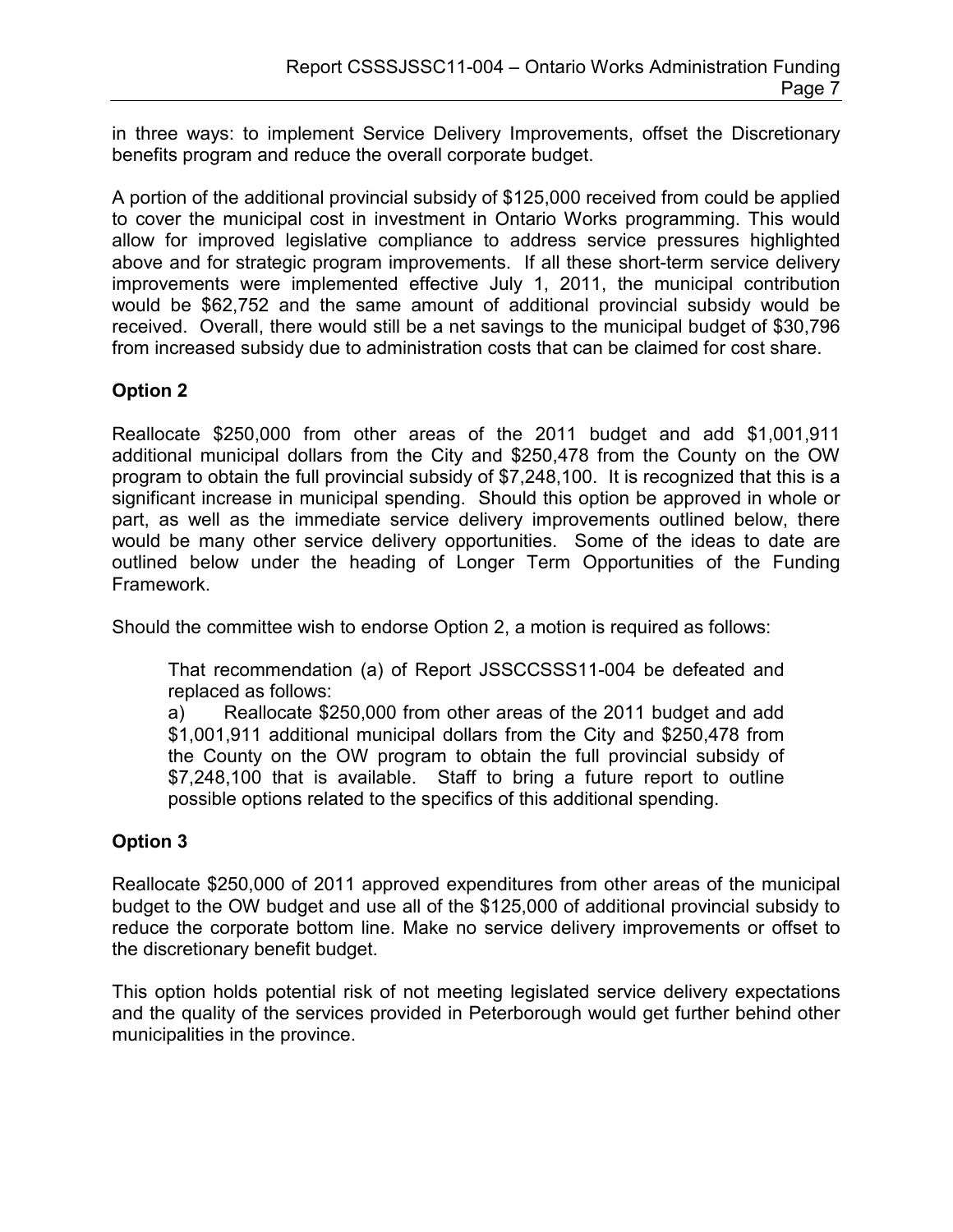in three ways: to implement Service Delivery Improvements, offset the Discretionary benefits program and reduce the overall corporate budget.

A portion of the additional provincial subsidy of $125,000 received from could be applied to cover the municipal cost in investment in Ontario Works programming. This would allow for improved legislative compliance to address service pressures highlighted above and for strategic program improvements. If all these short-term service delivery improvements were implemented effective July 1, 2011, the municipal contribution would be $62,752 and the same amount of additional provincial subsidy would be received. Overall, there would still be a net savings to the municipal budget of $30,796 from increased subsidy due to administration costs that can be claimed for cost share.

**Option 2**

Reallocate $250,000 from other areas of the 2011 budget and add $1,001,911 additional municipal dollars from the City and $250,478 from the County on the OW program to obtain the full provincial subsidy of $7,248,100. It is recognized that this is a significant increase in municipal spending. Should this option be approved in whole or part, as well as the immediate service delivery improvements outlined below, there would be many other service delivery opportunities. Some of the ideas to date are outlined below under the heading of Longer Term Opportunities of the Funding Framework.

Should the committee wish to endorse Option 2, a motion is required as follows:

> That recommendation (a) of Report JSSCCSSS11-004 be defeated and replaced as follows:
> a) Reallocate $250,000 from other areas of the 2011 budget and add $1,001,911 additional municipal dollars from the City and $250,478 from the County on the OW program to obtain the full provincial subsidy of $7,248,100 that is available. Staff to bring a future report to outline possible options related to the specifics of this additional spending.

**Option 3**

Reallocate $250,000 of 2011 approved expenditures from other areas of the municipal budget to the OW budget and use all of the $125,000 of additional provincial subsidy to reduce the corporate bottom line. Make no service delivery improvements or offset to the discretionary benefit budget.

This option holds potential risk of not meeting legislated service delivery expectations and the quality of the services provided in Peterborough would get further behind other municipalities in the province.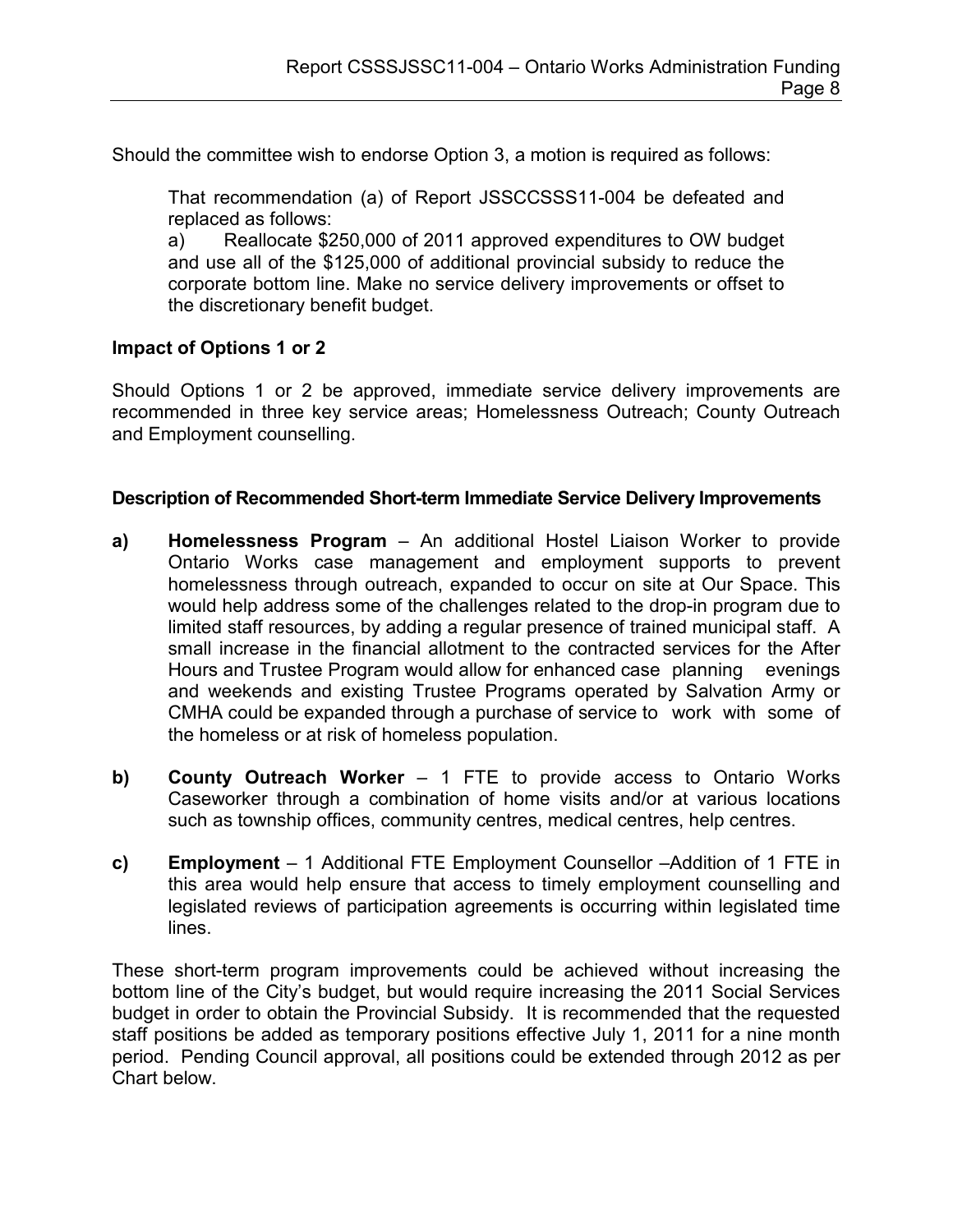Should the committee wish to endorse Option 3, a motion is required as follows:

> That recommendation (a) of Report JSSCCSSS11-004 be defeated and replaced as follows:
>
> a) Reallocate $250,000 of 2011 approved expenditures to OW budget and use all of the $125,000 of additional provincial subsidy to reduce the corporate bottom line. Make no service delivery improvements or offset to the discretionary benefit budget.

### Impact of Options 1 or 2

Should Options 1 or 2 be approved, immediate service delivery improvements are recommended in three key service areas; Homelessness Outreach; County Outreach and Employment counselling.

#### Description of Recommended Short-term Immediate Service Delivery Improvements

**a) Homelessness Program** – An additional Hostel Liaison Worker to provide Ontario Works case management and employment supports to prevent homelessness through outreach, expanded to occur on site at Our Space. This would help address some of the challenges related to the drop-in program due to limited staff resources, by adding a regular presence of trained municipal staff. A small increase in the financial allotment to the contracted services for the After Hours and Trustee Program would allow for enhanced case planning evenings and weekends and existing Trustee Programs operated by Salvation Army or CMHA could be expanded through a purchase of service to work with some of the homeless or at risk of homeless population.

**b) County Outreach Worker** – 1 FTE to provide access to Ontario Works Caseworker through a combination of home visits and/or at various locations such as township offices, community centres, medical centres, help centres.

**c) Employment** – 1 Additional FTE Employment Counsellor –Addition of 1 FTE in this area would help ensure that access to timely employment counselling and legislated reviews of participation agreements is occurring within legislated time lines.

These short-term program improvements could be achieved without increasing the bottom line of the City's budget, but would require increasing the 2011 Social Services budget in order to obtain the Provincial Subsidy. It is recommended that the requested staff positions be added as temporary positions effective July 1, 2011 for a nine month period. Pending Council approval, all positions could be extended through 2012 as per Chart below.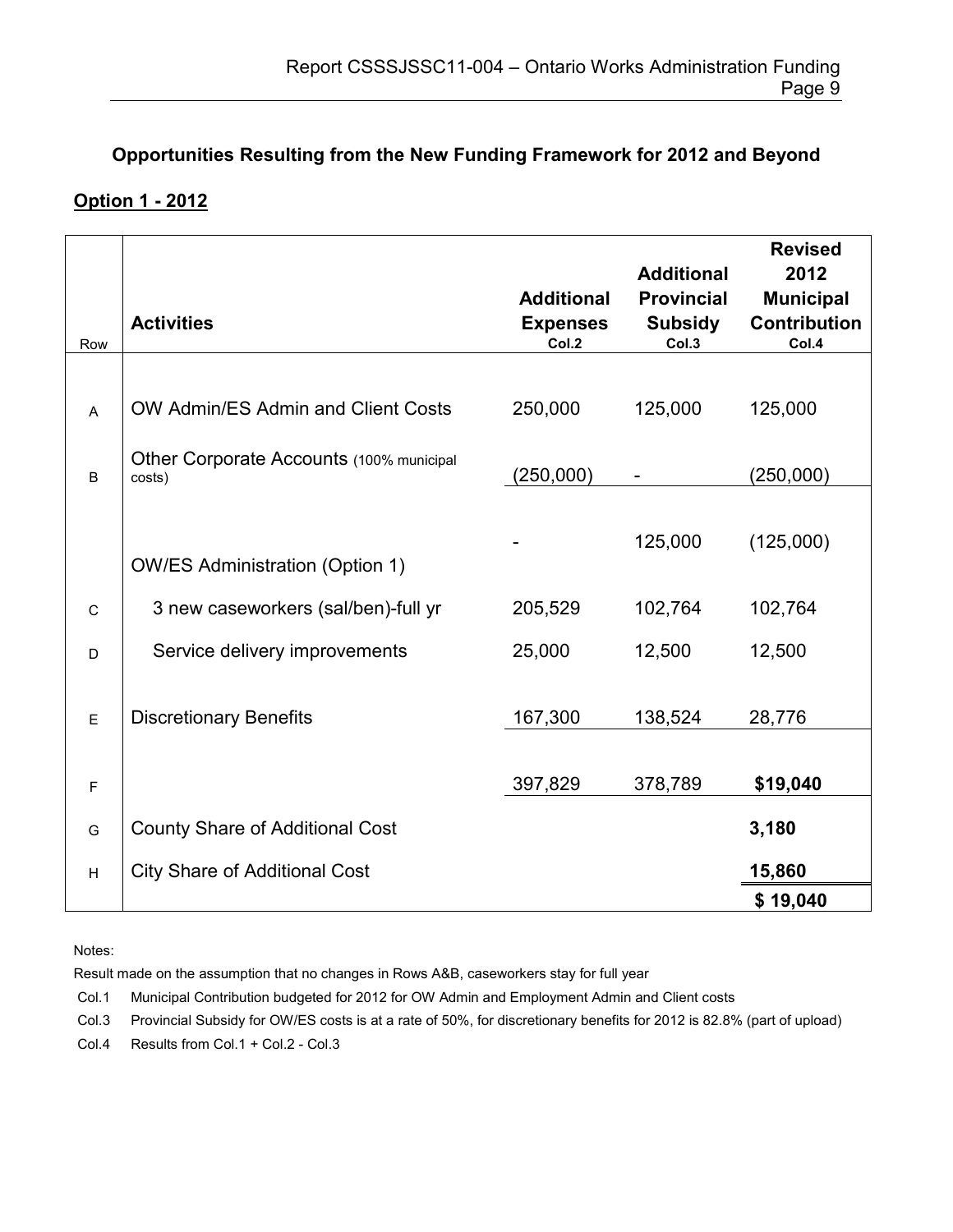## Opportunities Resulting from the New Funding Framework for 2012 and Beyond

### Option 1 - 2012

| Row | Activities | Additional Expenses Col.2 | Additional Provincial Subsidy Col.3 | Revised 2012 Municipal Contribution Col.4 |
|---|---|---|---|---|
| A | OW Admin/ES Admin and Client Costs | 250,000 | 125,000 | 125,000 |
| B | Other Corporate Accounts (100% municipal costs) | (250,000) | - | (250,000) |
| | | - | 125,000 | (125,000) |
| | OW/ES Administration (Option 1) | | | |
| C | 3 new caseworkers (sal/ben)-full yr | 205,529 | 102,764 | 102,764 |
| D | Service delivery improvements | 25,000 | 12,500 | 12,500 |
| E | Discretionary Benefits | 167,300 | 138,524 | 28,776 |
| F | | 397,829 | 378,789 | **$19,040** |
| G | County Share of Additional Cost | | | **3,180** |
| H | City Share of Additional Cost | | | **15,860** |
| | | | | **$ 19,040** |

Notes:

Result made on the assumption that no changes in Rows A&B, caseworkers stay for full year

Col.1 Municipal Contribution budgeted for 2012 for OW Admin and Employment Admin and Client costs

Col.3 Provincial Subsidy for OW/ES costs is at a rate of 50%, for discretionary benefits for 2012 is 82.8% (part of upload)

Col.4 Results from Col.1 + Col.2 - Col.3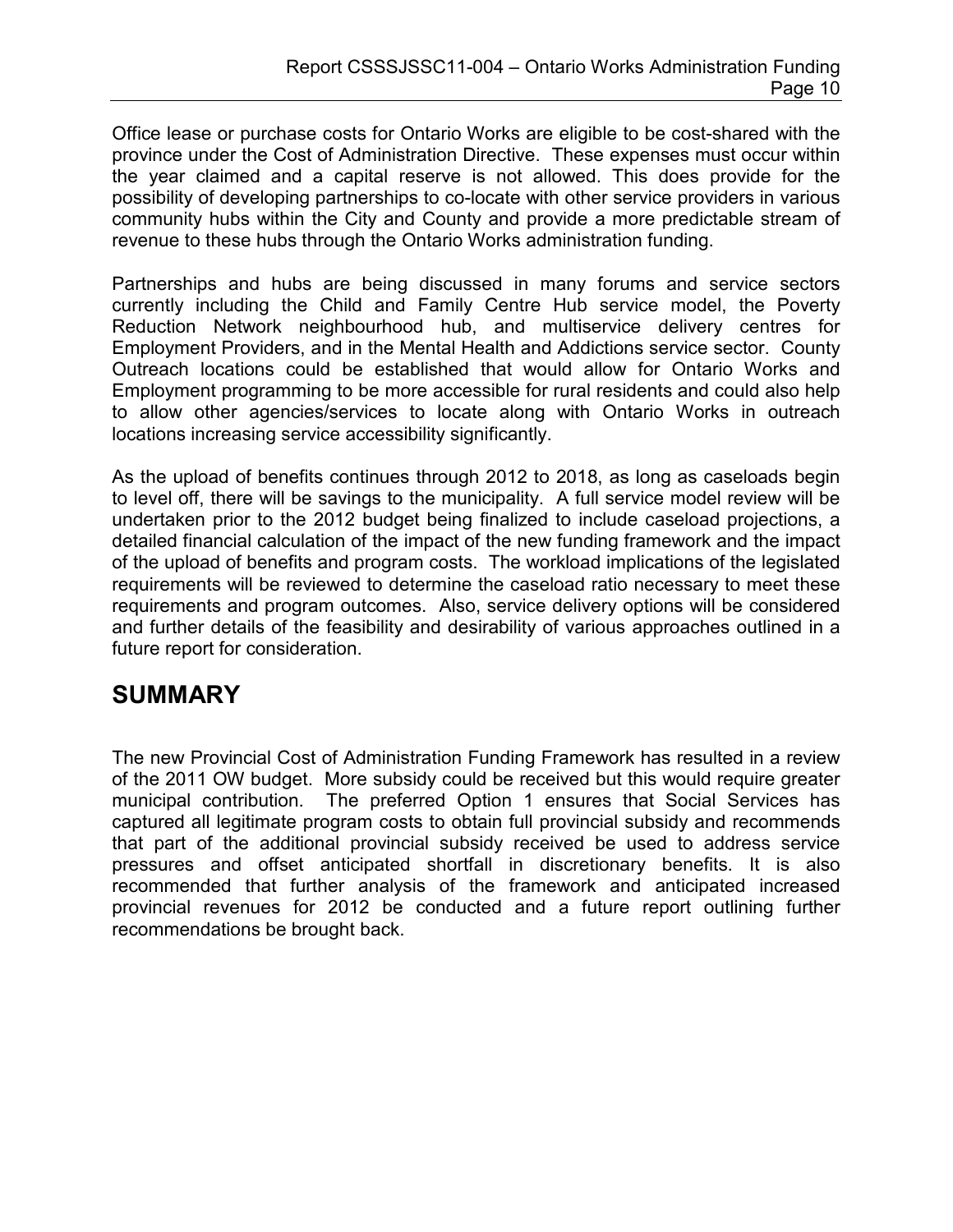Office lease or purchase costs for Ontario Works are eligible to be cost-shared with the province under the Cost of Administration Directive. These expenses must occur within the year claimed and a capital reserve is not allowed. This does provide for the possibility of developing partnerships to co-locate with other service providers in various community hubs within the City and County and provide a more predictable stream of revenue to these hubs through the Ontario Works administration funding.

Partnerships and hubs are being discussed in many forums and service sectors currently including the Child and Family Centre Hub service model, the Poverty Reduction Network neighbourhood hub, and multiservice delivery centres for Employment Providers, and in the Mental Health and Addictions service sector. County Outreach locations could be established that would allow for Ontario Works and Employment programming to be more accessible for rural residents and could also help to allow other agencies/services to locate along with Ontario Works in outreach locations increasing service accessibility significantly.

As the upload of benefits continues through 2012 to 2018, as long as caseloads begin to level off, there will be savings to the municipality. A full service model review will be undertaken prior to the 2012 budget being finalized to include caseload projections, a detailed financial calculation of the impact of the new funding framework and the impact of the upload of benefits and program costs. The workload implications of the legislated requirements will be reviewed to determine the caseload ratio necessary to meet these requirements and program outcomes. Also, service delivery options will be considered and further details of the feasibility and desirability of various approaches outlined in a future report for consideration.

# SUMMARY

The new Provincial Cost of Administration Funding Framework has resulted in a review of the 2011 OW budget. More subsidy could be received but this would require greater municipal contribution. The preferred Option 1 ensures that Social Services has captured all legitimate program costs to obtain full provincial subsidy and recommends that part of the additional provincial subsidy received be used to address service pressures and offset anticipated shortfall in discretionary benefits. It is also recommended that further analysis of the framework and anticipated increased provincial revenues for 2012 be conducted and a future report outlining further recommendations be brought back.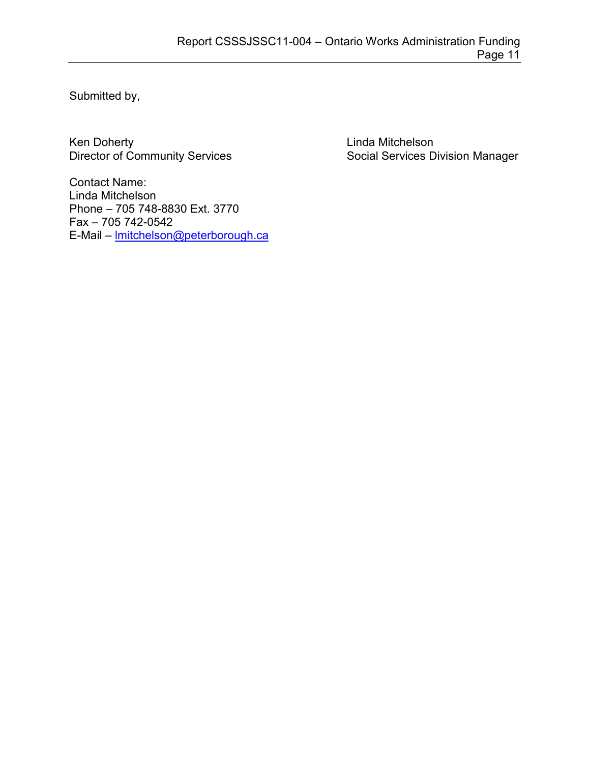Submitted by,

Ken Doherty
Director of Community Services

Linda Mitchelson
Social Services Division Manager

Contact Name:
Linda Mitchelson
Phone – 705 748-8830 Ext. 3770
Fax – 705 742-0542
E-Mail – lmitchelson@peterborough.ca